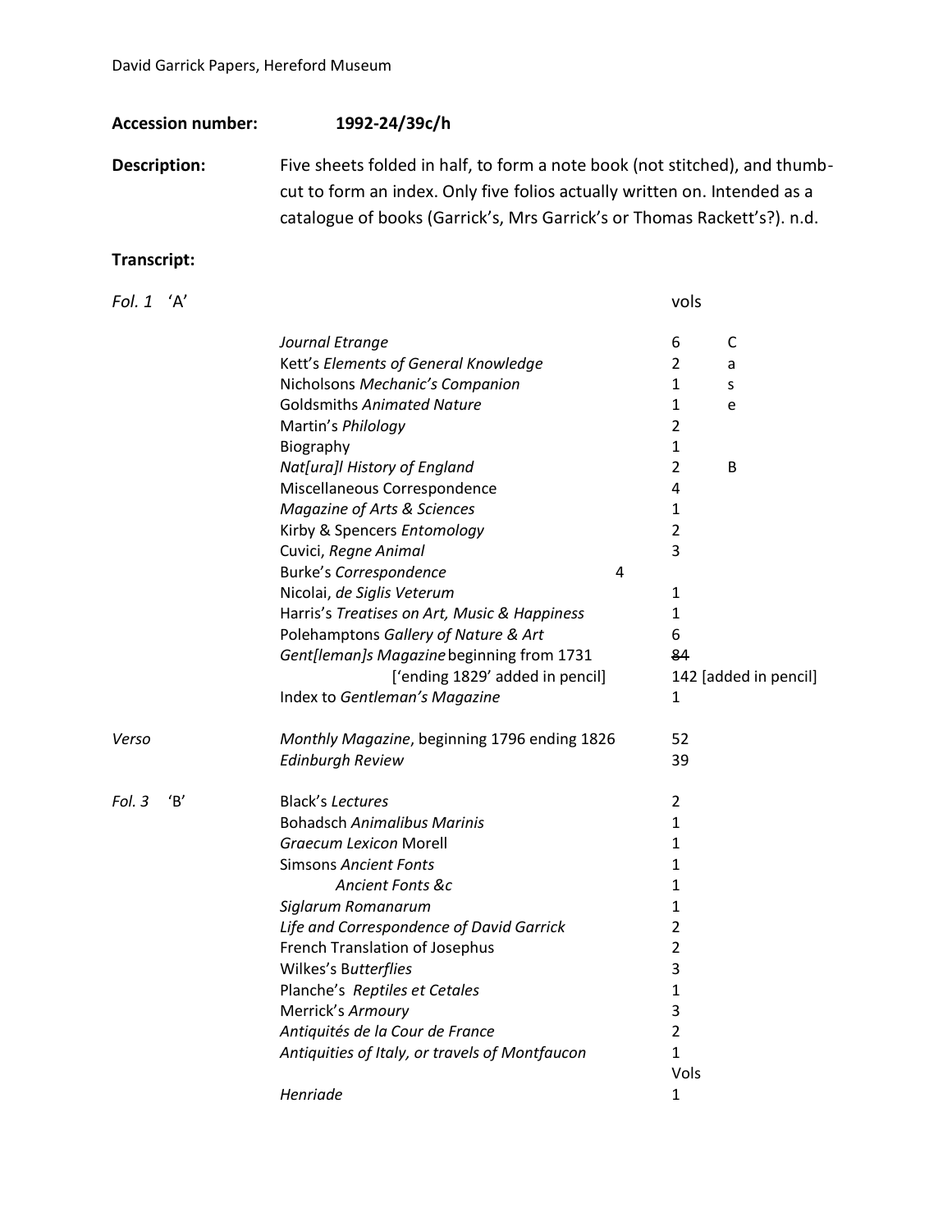David Garrick Papers, Hereford Museum

**Accession number:** **1992-24/39c/h**

**Description:** Five sheets folded in half, to form a note book (not stitched), and thumb-cut to form an index. Only five folios actually written on. Intended as a catalogue of books (Garrick's, Mrs Garrick's or Thomas Rackett's?). n.d.

**Transcript:**

| | | vols | |
|---|---|---|---|
| *Fol. 1* 'A' | | | |
| | *Journal Etrange* | 6 | C |
| | Kett's *Elements of General Knowledge* | 2 | a |
| | Nicholsons *Mechanic's Companion* | 1 | s |
| | Goldsmiths *Animated Nature* | 1 | e |
| | Martin's *Philology* | 2 | |
| | Biography | 1 | |
| | *Nat[ura]l History of England* | 2 | B |
| | Miscellaneous Correspondence | 4 | |
| | *Magazine of Arts & Sciences* | 1 | |
| | Kirby & Spencers *Entomology* | 2 | |
| | Cuvici, *Regne Animal* | 3 | |
| | Burke's *Correspondence* 4 | | |
| | Nicolai, *de Siglis Veterum* | 1 | |
| | Harris's *Treatises on Art, Music & Happiness* | 1 | |
| | Polehamptons *Gallery of Nature & Art* | 6 | |
| | *Gent[leman]s Magazine* beginning from 1731 | ~~84~~ | |
| | ['ending 1829' added in pencil] | 142 [added in pencil] | |
| | Index to *Gentleman's Magazine* | 1 | |
| *Verso* | *Monthly Magazine*, beginning 1796 ending 1826 | 52 | |
| | *Edinburgh Review* | 39 | |
| *Fol. 3* 'B' | Black's *Lectures* | 2 | |
| | Bohadsch *Animalibus Marinis* | 1 | |
| | *Graecum Lexicon* Morell | 1 | |
| | Simsons *Ancient Fonts* | 1 | |
| | *Ancient Fonts &c* | 1 | |
| | *Siglarum Romanarum* | 1 | |
| | *Life and Correspondence of David Garrick* | 2 | |
| | French Translation of Josephus | 2 | |
| | Wilkes's B*utterflies* | 3 | |
| | Planche's *Reptiles et Cetales* | 1 | |
| | Merrick's *Armoury* | 3 | |
| | *Antiquités de la Cour de France* | 2 | |
| | *Antiquities of Italy, or travels of Montfaucon* | 1 | |
| | | Vols | |
| | *Henriade* | 1 | |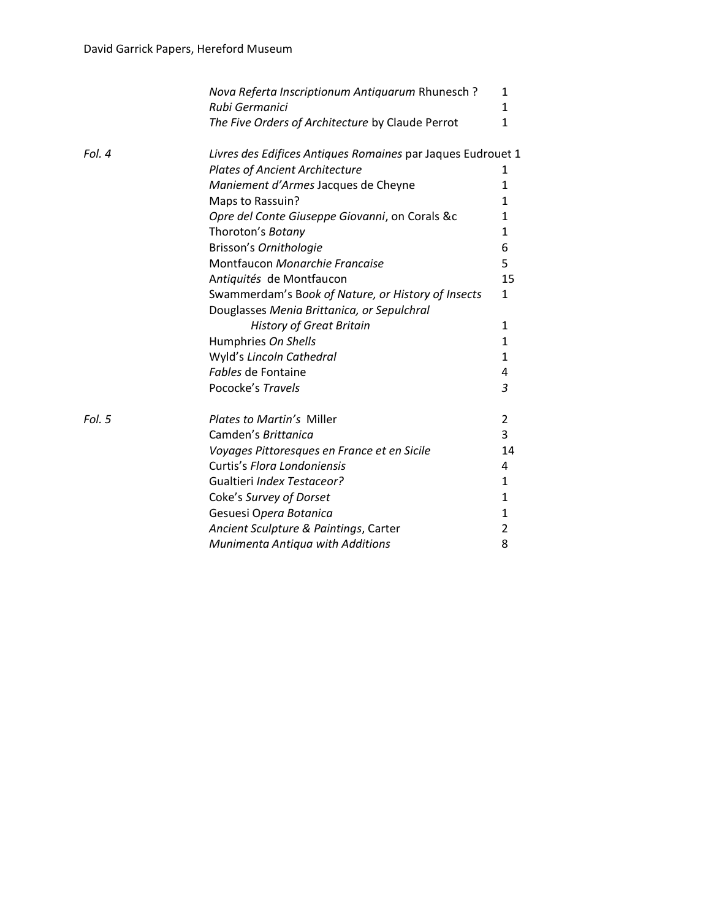| | | |
|---|---|---|
| | *Nova Referta Inscriptionum Antiquarum* Rhunesch ? | 1 |
| | *Rubi Germanici* | 1 |
| | *The Five Orders of Architecture* by Claude Perrot | 1 |
| *Fol. 4* | *Livres des Edifices Antiques Romaines* par Jaques Eudrouet | 1 |
| | *Plates of Ancient Architecture* | 1 |
| | *Maniement d'Armes* Jacques de Cheyne | 1 |
| | Maps to Rassuin? | 1 |
| | *Opre del Conte Giuseppe Giovanni*, on Corals &c | 1 |
| | Thoroton's *Botany* | 1 |
| | Brisson's *Ornithologie* | 6 |
| | Montfaucon *Monarchie Francaise* | 5 |
| | A*ntiquités* de Montfaucon | 15 |
| | Swammerdam's B*ook of Nature, or History of Insects* | 1 |
| | Douglasses *Menia Brittanica, or Sepulchral History of Great Britain* | 1 |
| | Humphries *On Shells* | 1 |
| | Wyld's *Lincoln Cathedral* | 1 |
| | *Fables* de Fontaine | 4 |
| | Pococke's *Travels* | *3* |
| *Fol. 5* | *Plates to Martin's* Miller | 2 |
| | Camden's *Brittanica* | 3 |
| | *Voyages Pittoresques en France et en Sicile* | 14 |
| | Curtis's *Flora Londoniensis* | 4 |
| | Gualtieri *Index Testaceor?* | 1 |
| | Coke's *Survey of Dorset* | 1 |
| | Gesuesi O*pera Botanica* | 1 |
| | *Ancient Sculpture & Paintings*, Carter | 2 |
| | *Munimenta Antiqua with Additions* | 8 |